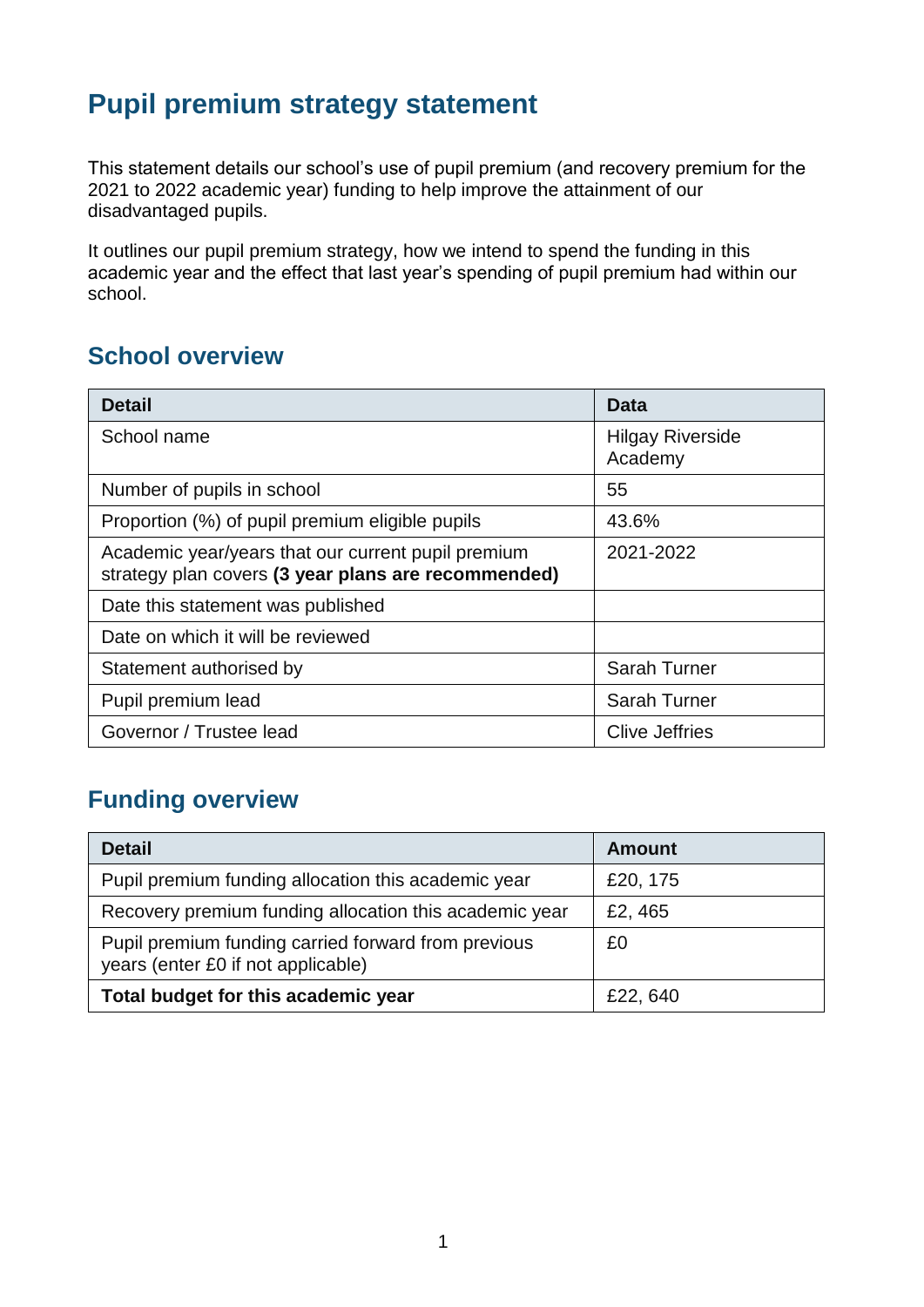# Pupil premium strategy statement

This statement details our school's use of pupil premium (and recovery premium for the 2021 to 2022 academic year) funding to help improve the attainment of our disadvantaged pupils.

It outlines our pupil premium strategy, how we intend to spend the funding in this academic year and the effect that last year's spending of pupil premium had within our school.

## School overview

| Detail | Data |
| --- | --- |
| School name | Hilgay Riverside Academy |
| Number of pupils in school | 55 |
| Proportion (%) of pupil premium eligible pupils | 43.6% |
| Academic year/years that our current pupil premium strategy plan covers **(3 year plans are recommended)** | 2021-2022 |
| Date this statement was published | |
| Date on which it will be reviewed | |
| Statement authorised by | Sarah Turner |
| Pupil premium lead | Sarah Turner |
| Governor / Trustee lead | Clive Jeffries |

## Funding overview

| Detail | Amount |
| --- | --- |
| Pupil premium funding allocation this academic year | £20, 175 |
| Recovery premium funding allocation this academic year | £2, 465 |
| Pupil premium funding carried forward from previous years (enter £0 if not applicable) | £0 |
| **Total budget for this academic year** | £22, 640 |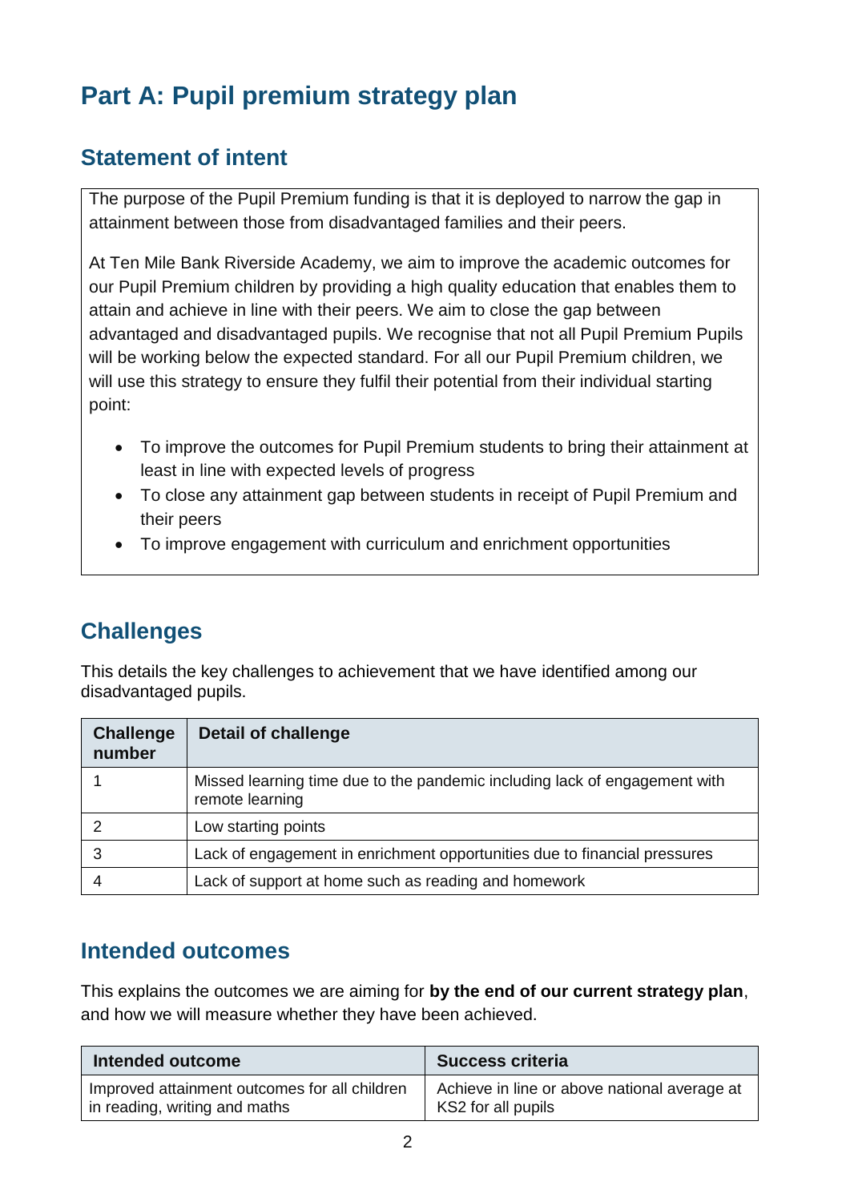# Part A: Pupil premium strategy plan

## Statement of intent

The purpose of the Pupil Premium funding is that it is deployed to narrow the gap in attainment between those from disadvantaged families and their peers.

At Ten Mile Bank Riverside Academy, we aim to improve the academic outcomes for our Pupil Premium children by providing a high quality education that enables them to attain and achieve in line with their peers. We aim to close the gap between advantaged and disadvantaged pupils. We recognise that not all Pupil Premium Pupils will be working below the expected standard. For all our Pupil Premium children, we will use this strategy to ensure they fulfil their potential from their individual starting point:

- To improve the outcomes for Pupil Premium students to bring their attainment at least in line with expected levels of progress
- To close any attainment gap between students in receipt of Pupil Premium and their peers
- To improve engagement with curriculum and enrichment opportunities

## Challenges

This details the key challenges to achievement that we have identified among our disadvantaged pupils.

| Challenge number | Detail of challenge |
| --- | --- |
| 1 | Missed learning time due to the pandemic including lack of engagement with remote learning |
| 2 | Low starting points |
| 3 | Lack of engagement in enrichment opportunities due to financial pressures |
| 4 | Lack of support at home such as reading and homework |

## Intended outcomes

This explains the outcomes we are aiming for **by the end of our current strategy plan**, and how we will measure whether they have been achieved.

| Intended outcome | Success criteria |
| --- | --- |
| Improved attainment outcomes for all children in reading, writing and maths | Achieve in line or above national average at KS2 for all pupils |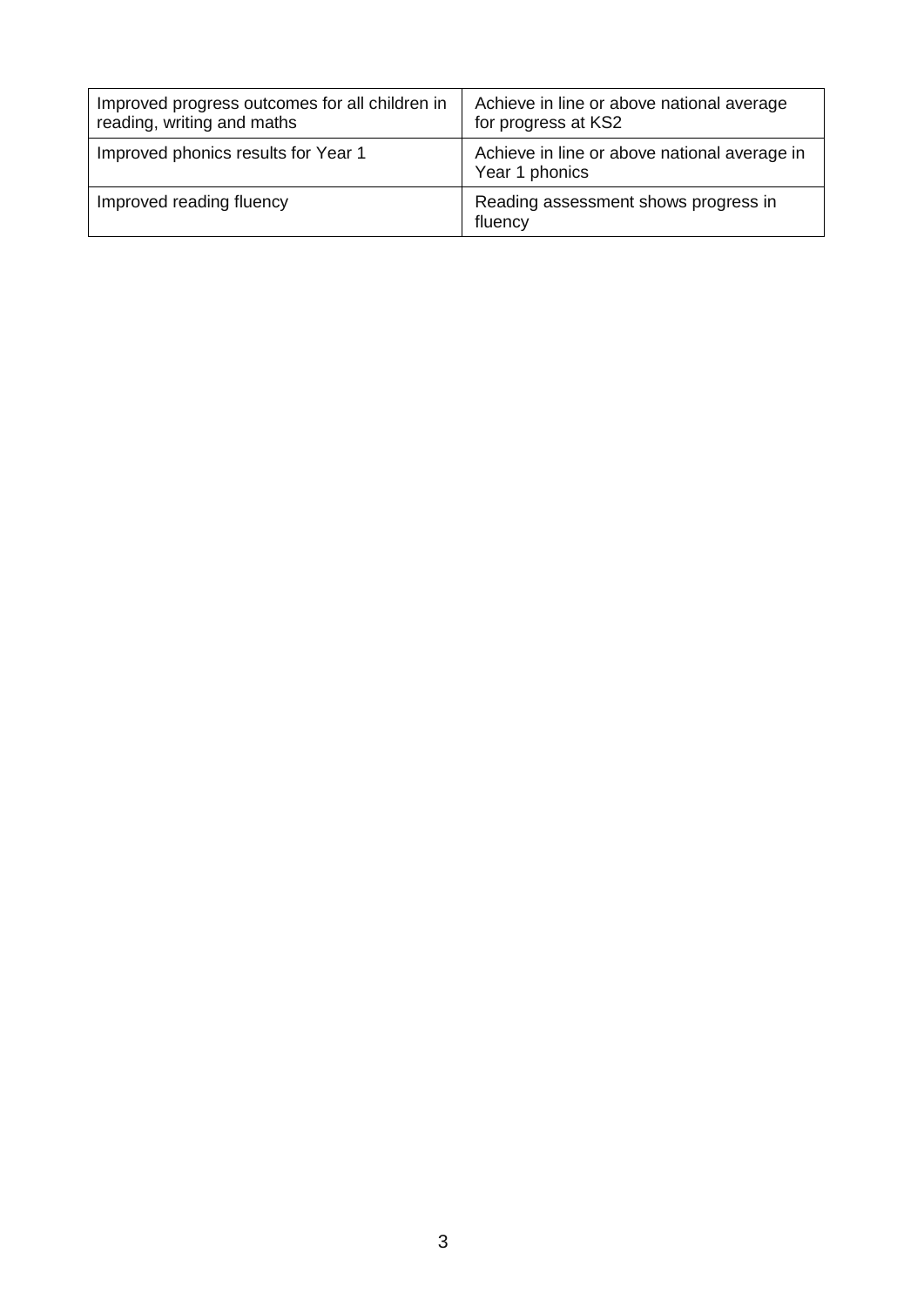| Improved progress outcomes for all children in reading, writing and maths | Achieve in line or above national average for progress at KS2 |
|---|---|
| Improved phonics results for Year 1 | Achieve in line or above national average in Year 1 phonics |
| Improved reading fluency | Reading assessment shows progress in fluency |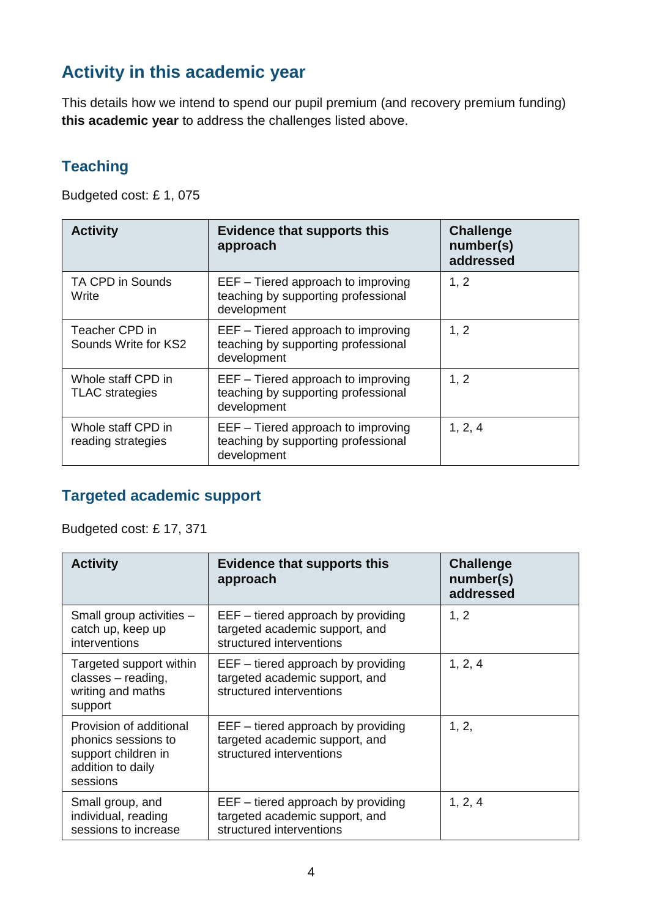## Activity in this academic year

This details how we intend to spend our pupil premium (and recovery premium funding) **this academic year** to address the challenges listed above.

### Teaching

Budgeted cost: £ 1, 075

| Activity | Evidence that supports this approach | Challenge number(s) addressed |
|---|---|---|
| TA CPD in Sounds Write | EEF – Tiered approach to improving teaching by supporting professional development | 1, 2 |
| Teacher CPD in Sounds Write for KS2 | EEF – Tiered approach to improving teaching by supporting professional development | 1, 2 |
| Whole staff CPD in TLAC strategies | EEF – Tiered approach to improving teaching by supporting professional development | 1, 2 |
| Whole staff CPD in reading strategies | EEF – Tiered approach to improving teaching by supporting professional development | 1, 2, 4 |

### Targeted academic support

Budgeted cost: £ 17, 371

| Activity | Evidence that supports this approach | Challenge number(s) addressed |
|---|---|---|
| Small group activities – catch up, keep up interventions | EEF – tiered approach by providing targeted academic support, and structured interventions | 1, 2 |
| Targeted support within classes – reading, writing and maths support | EEF – tiered approach by providing targeted academic support, and structured interventions | 1, 2, 4 |
| Provision of additional phonics sessions to support children in addition to daily sessions | EEF – tiered approach by providing targeted academic support, and structured interventions | 1, 2, |
| Small group, and individual, reading sessions to increase | EEF – tiered approach by providing targeted academic support, and structured interventions | 1, 2, 4 |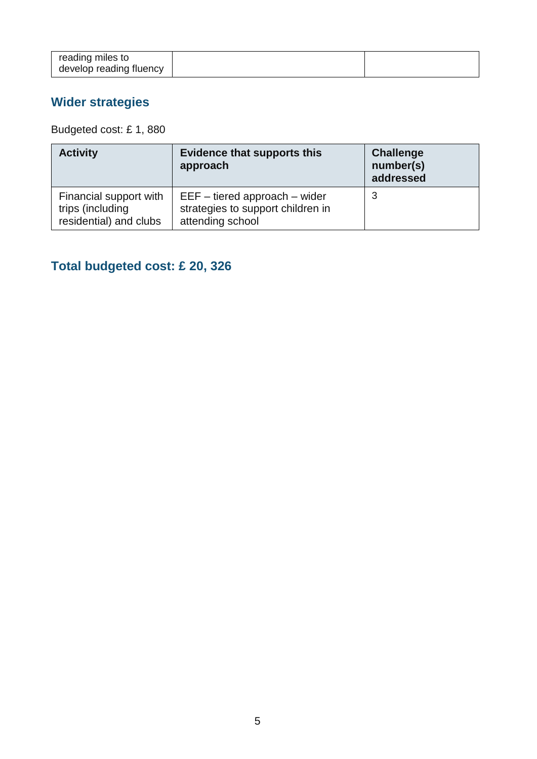| reading miles to develop reading fluency | | |
| --- | --- | --- |

## Wider strategies

Budgeted cost: £ 1, 880

| Activity | Evidence that supports this approach | Challenge number(s) addressed |
| --- | --- | --- |
| Financial support with trips (including residential) and clubs | EEF – tiered approach – wider strategies to support children in attending school | 3 |

## Total budgeted cost: £ 20, 326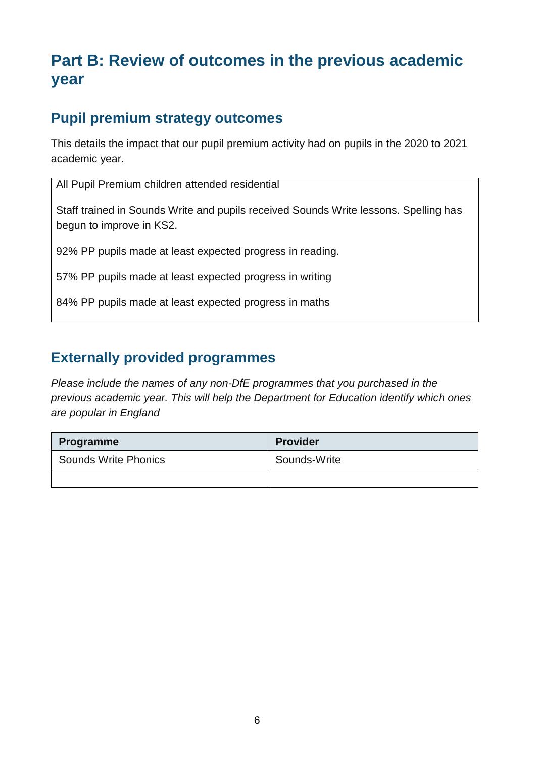# Part B: Review of outcomes in the previous academic year

## Pupil premium strategy outcomes

This details the impact that our pupil premium activity had on pupils in the 2020 to 2021 academic year.

| |
|---|
| All Pupil Premium children attended residential<br><br>Staff trained in Sounds Write and pupils received Sounds Write lessons. Spelling has begun to improve in KS2.<br><br>92% PP pupils made at least expected progress in reading.<br><br>57% PP pupils made at least expected progress in writing<br><br>84% PP pupils made at least expected progress in maths |

## Externally provided programmes

*Please include the names of any non-DfE programmes that you purchased in the previous academic year. This will help the Department for Education identify which ones are popular in England*

| Programme | Provider |
|---|---|
| Sounds Write Phonics | Sounds-Write |
| | |